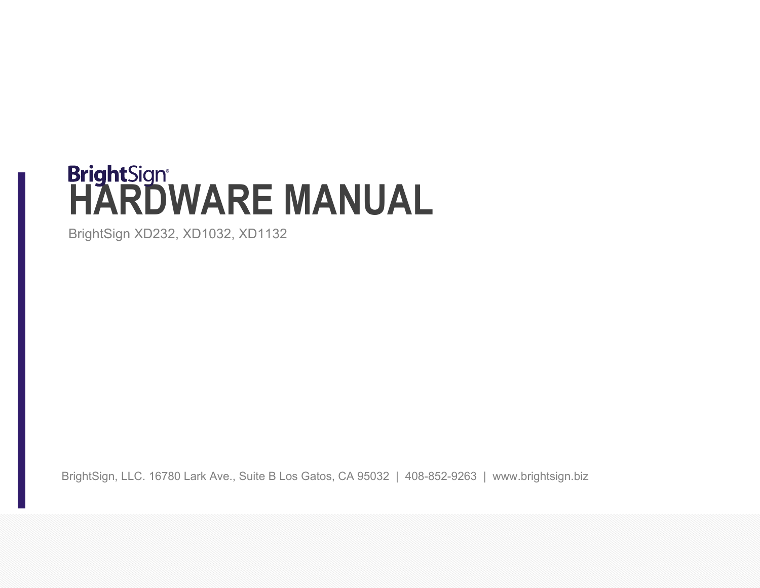BrightSign®

# HARDWARE MANUAL

BrightSign XD232, XD1032, XD1132

BrightSign, LLC. 16780 Lark Ave., Suite B Los Gatos, CA 95032 | 408-852-9263 | www.brightsign.biz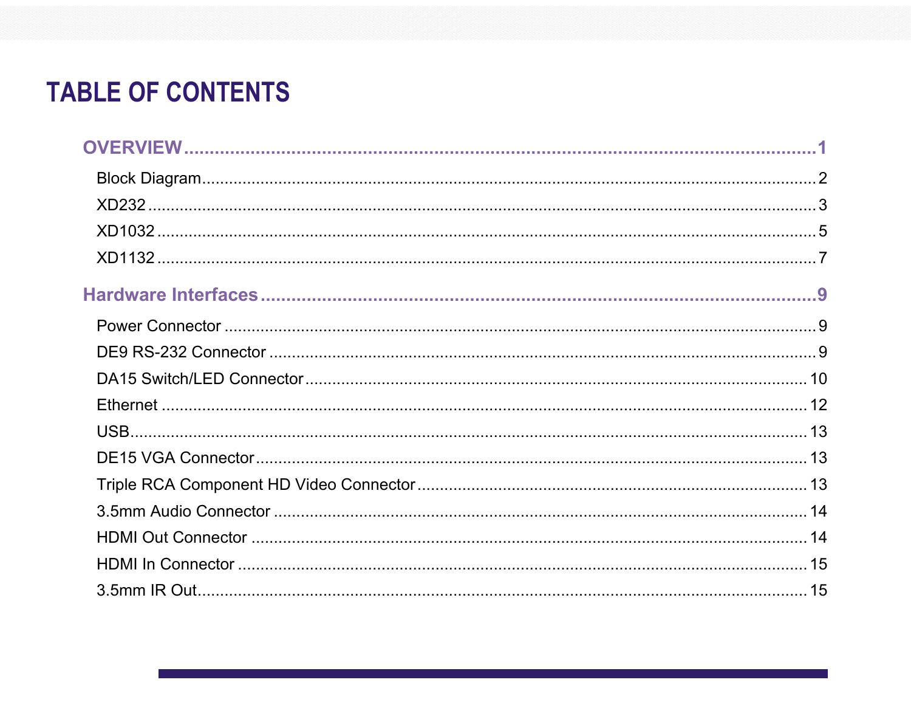# TABLE OF CONTENTS

**OVERVIEW** ........................................................................................................ **1**

- Block Diagram ........................................................................................................ 2
- XD232 ........................................................................................................ 3
- XD1032 ........................................................................................................ 5
- XD1132 ........................................................................................................ 7

**Hardware Interfaces** ........................................................................................................ **9**

- Power Connector ........................................................................................................ 9
- DE9 RS-232 Connector ........................................................................................................ 9
- DA15 Switch/LED Connector ........................................................................................................ 10
- Ethernet ........................................................................................................ 12
- USB ........................................................................................................ 13
- DE15 VGA Connector ........................................................................................................ 13
- Triple RCA Component HD Video Connector ........................................................................................................ 13
- 3.5mm Audio Connector ........................................................................................................ 14
- HDMI Out Connector ........................................................................................................ 14
- HDMI In Connector ........................................................................................................ 15
- 3.5mm IR Out ........................................................................................................ 15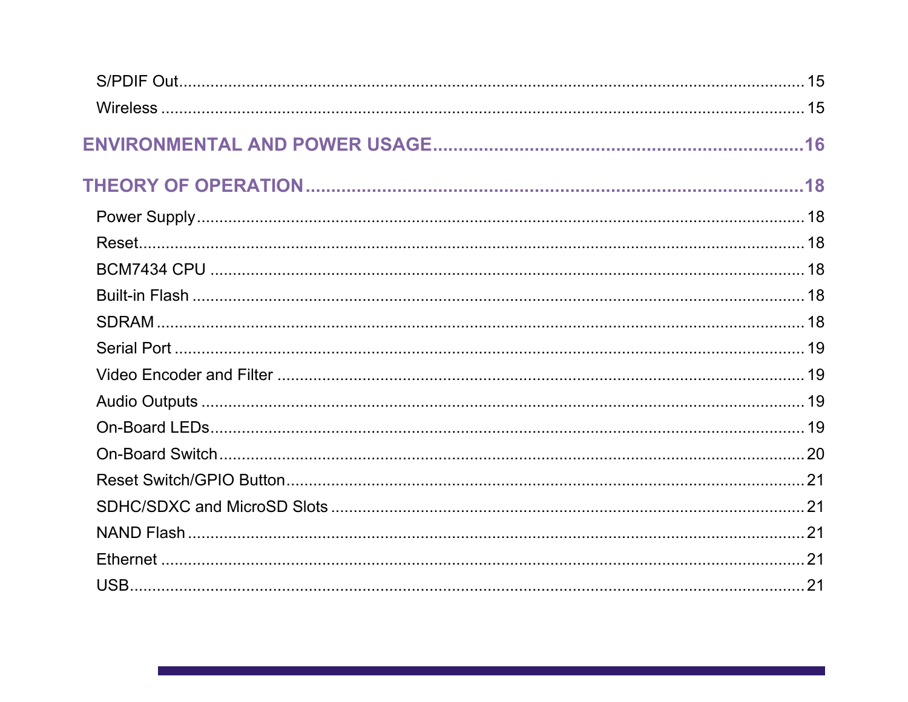S/PDIF Out ........................................................................................................................ 15
Wireless ............................................................................................................................ 15

**ENVIRONMENTAL AND POWER USAGE ........................................................................ 16**

**THEORY OF OPERATION ............................................................................................. 18**

Power Supply ..................................................................................................................... 18
Reset .................................................................................................................................. 18
BCM7434 CPU ................................................................................................................... 18
Built-in Flash ..................................................................................................................... 18
SDRAM ............................................................................................................................... 18
Serial Port ......................................................................................................................... 19
Video Encoder and Filter .................................................................................................. 19
Audio Outputs ................................................................................................................... 19
On-Board LEDs .................................................................................................................. 19
On-Board Switch ............................................................................................................... 20
Reset Switch/GPIO Button ................................................................................................ 21
SDHC/SDXC and MicroSD Slots ....................................................................................... 21
NAND Flash ....................................................................................................................... 21
Ethernet ............................................................................................................................. 21
USB .................................................................................................................................... 21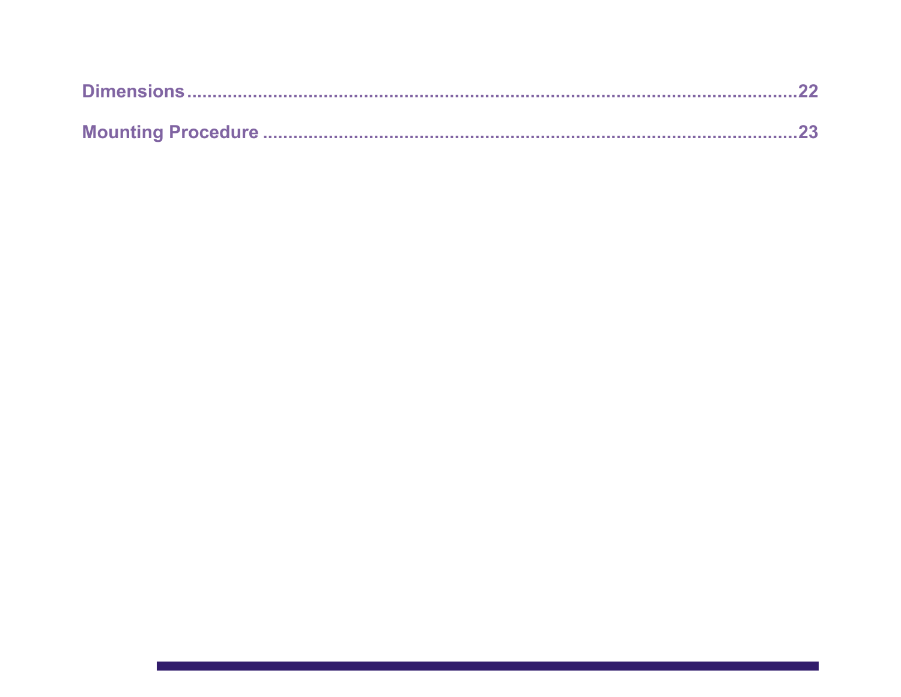**Dimensions** .......................................................................................................22

**Mounting Procedure** ...........................................................................................23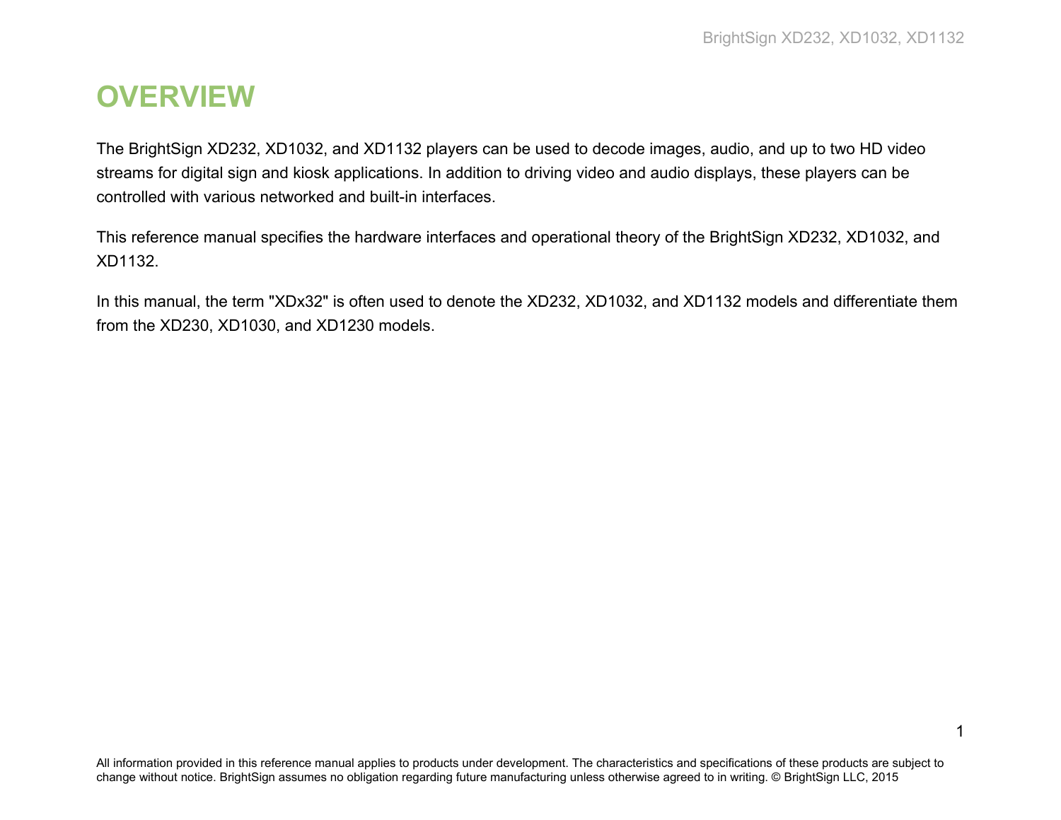# OVERVIEW

The BrightSign XD232, XD1032, and XD1132 players can be used to decode images, audio, and up to two HD video streams for digital sign and kiosk applications. In addition to driving video and audio displays, these players can be controlled with various networked and built-in interfaces.

This reference manual specifies the hardware interfaces and operational theory of the BrightSign XD232, XD1032, and XD1132.

In this manual, the term "XDx32" is often used to denote the XD232, XD1032, and XD1132 models and differentiate them from the XD230, XD1030, and XD1230 models.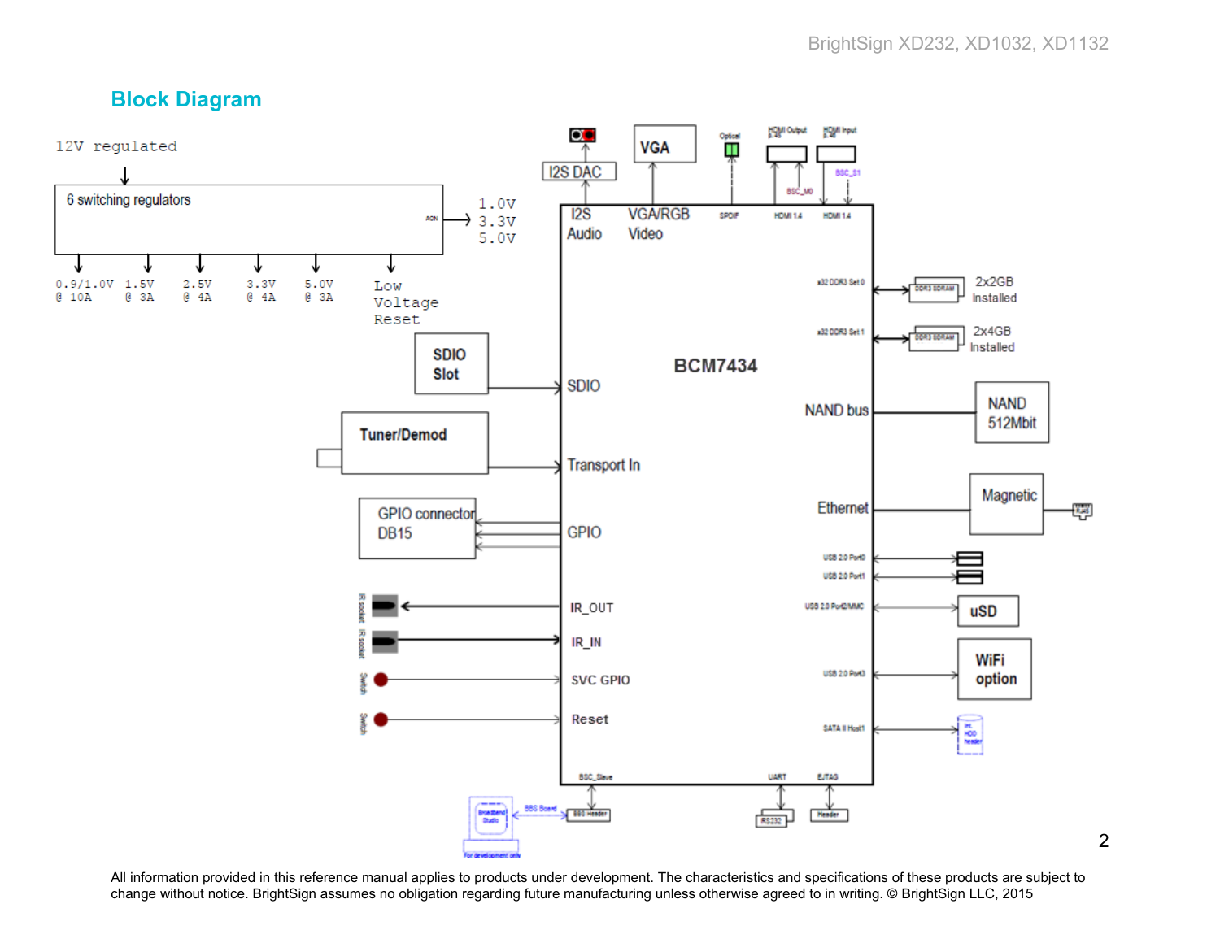## Block Diagram

12V regulated

6 switching regulators

AON

1.0V
3.3V
5.0V

0.9/1.0V @ 10A

1.5V @ 3A

2.5V @ 4A

3.3V @ 4A

5.0V @ 3A

Low Voltage Reset

SDIO Slot

Tuner/Demod

GPIO connector DB15

I2S DAC

VGA

Optical

HDMI Output

HDMI Input

BSC_M0

BSC_S1

I2S Audio

VGA/RGB Video

SPDIF

HDMI 1.4

HDMI 1.4

BCM7434

SDIO

Transport In

GPIO

IR_OUT

IR_IN

SVC GPIO

Reset

IR socket

IR socket

Switch

Switch

x32 DDR3 Set 0

x32 DDR3 Set 1

DDR3 SDRAM

2x2GB Installed

DDR3 SDRAM

2x4GB Installed

NAND bus

NAND 512Mbit

Ethernet

Magnetic

USB 2.0 Port0

USB 2.0 Port1

USB 2.0 Port2/MMC

uSD

USB 2.0 Port3

WiFi option

SATA II Host1

BSC_Slave

UART

EJTAG

Broadband Studio

BBS Board

BBS Header

For development only

RS232

Header

All information provided in this reference manual applies to products under development. The characteristics and specifications of these products are subject to change without notice. BrightSign assumes no obligation regarding future manufacturing unless otherwise agreed to in writing. © BrightSign LLC, 2015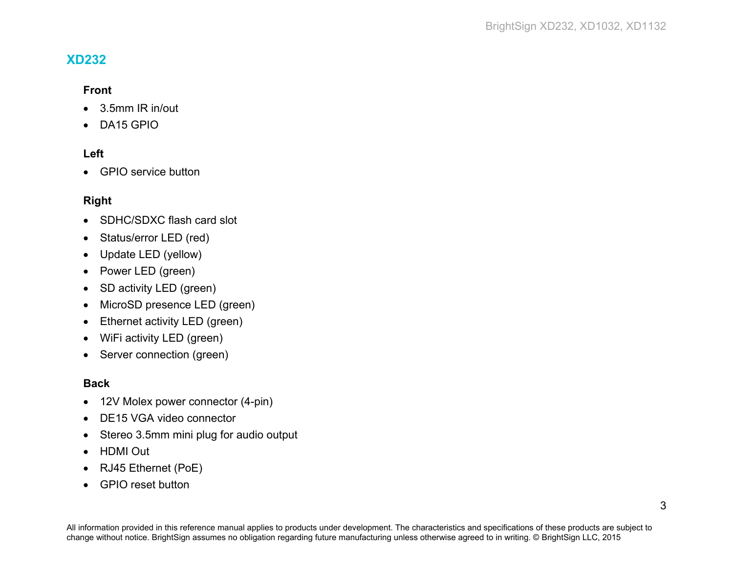## XD232

### Front

- 3.5mm IR in/out
- DA15 GPIO

### Left

- GPIO service button

### Right

- SDHC/SDXC flash card slot
- Status/error LED (red)
- Update LED (yellow)
- Power LED (green)
- SD activity LED (green)
- MicroSD presence LED (green)
- Ethernet activity LED (green)
- WiFi activity LED (green)
- Server connection (green)

### Back

- 12V Molex power connector (4-pin)
- DE15 VGA video connector
- Stereo 3.5mm mini plug for audio output
- HDMI Out
- RJ45 Ethernet (PoE)
- GPIO reset button

All information provided in this reference manual applies to products under development. The characteristics and specifications of these products are subject to change without notice. BrightSign assumes no obligation regarding future manufacturing unless otherwise agreed to in writing. © BrightSign LLC, 2015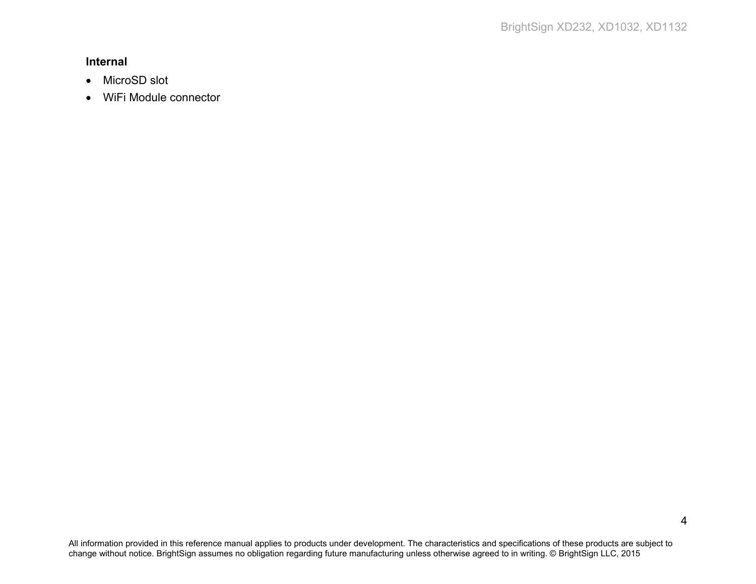**Internal**

- MicroSD slot
- WiFi Module connector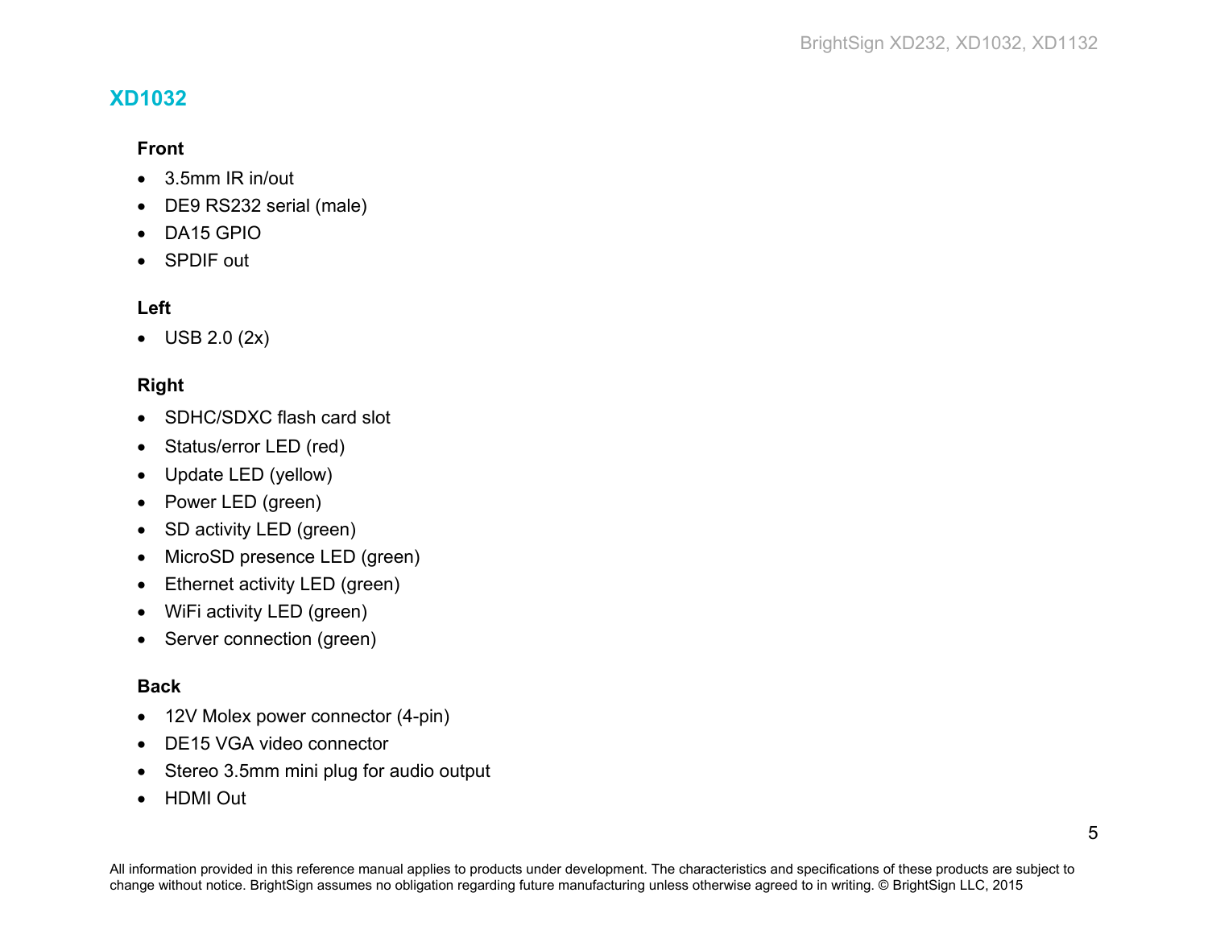## XD1032

### Front

- 3.5mm IR in/out
- DE9 RS232 serial (male)
- DA15 GPIO
- SPDIF out

### Left

- USB 2.0 (2x)

### Right

- SDHC/SDXC flash card slot
- Status/error LED (red)
- Update LED (yellow)
- Power LED (green)
- SD activity LED (green)
- MicroSD presence LED (green)
- Ethernet activity LED (green)
- WiFi activity LED (green)
- Server connection (green)

### Back

- 12V Molex power connector (4-pin)
- DE15 VGA video connector
- Stereo 3.5mm mini plug for audio output
- HDMI Out

All information provided in this reference manual applies to products under development. The characteristics and specifications of these products are subject to change without notice. BrightSign assumes no obligation regarding future manufacturing unless otherwise agreed to in writing. © BrightSign LLC, 2015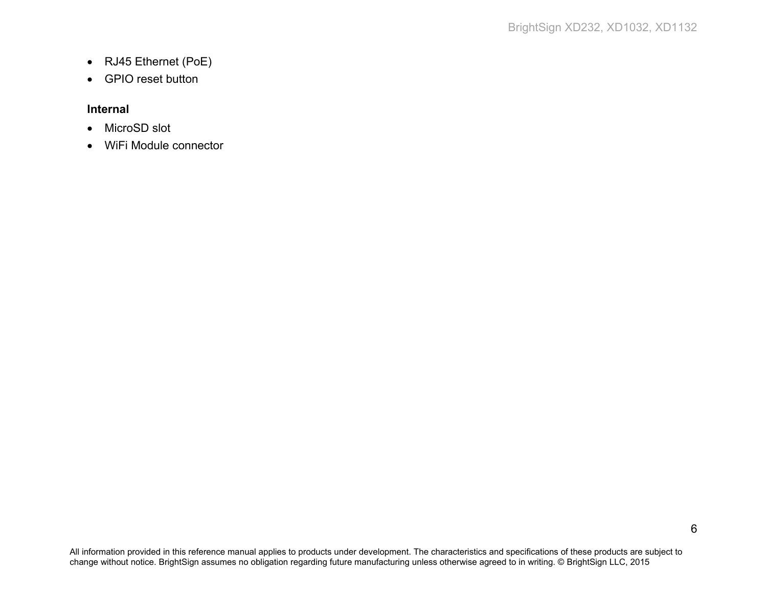- RJ45 Ethernet (PoE)
- GPIO reset button

**Internal**

- MicroSD slot
- WiFi Module connector

All information provided in this reference manual applies to products under development. The characteristics and specifications of these products are subject to change without notice. BrightSign assumes no obligation regarding future manufacturing unless otherwise agreed to in writing. © BrightSign LLC, 2015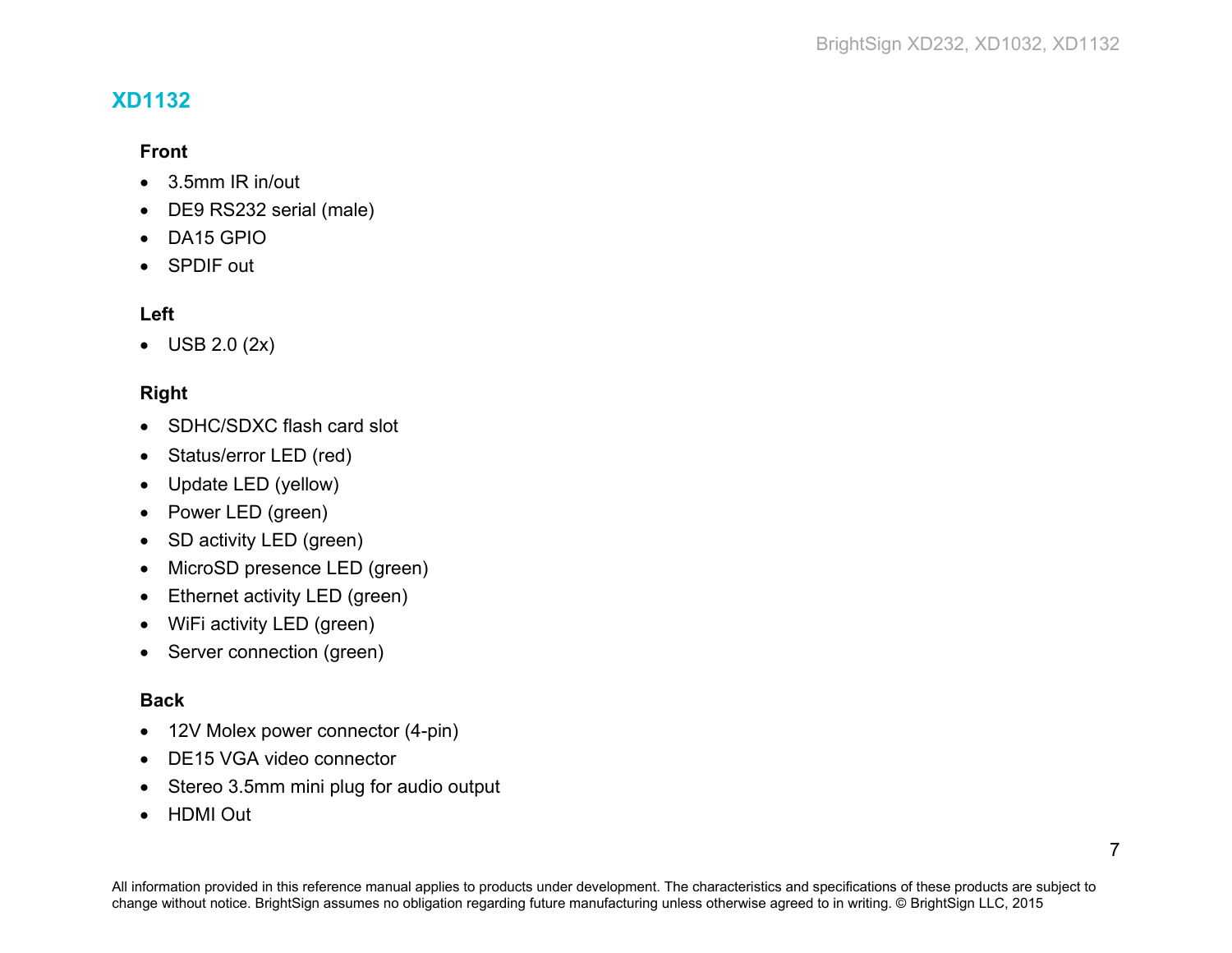## XD1132

### Front

- 3.5mm IR in/out
- DE9 RS232 serial (male)
- DA15 GPIO
- SPDIF out

### Left

- USB 2.0 (2x)

### Right

- SDHC/SDXC flash card slot
- Status/error LED (red)
- Update LED (yellow)
- Power LED (green)
- SD activity LED (green)
- MicroSD presence LED (green)
- Ethernet activity LED (green)
- WiFi activity LED (green)
- Server connection (green)

### Back

- 12V Molex power connector (4-pin)
- DE15 VGA video connector
- Stereo 3.5mm mini plug for audio output
- HDMI Out

All information provided in this reference manual applies to products under development. The characteristics and specifications of these products are subject to change without notice. BrightSign assumes no obligation regarding future manufacturing unless otherwise agreed to in writing. © BrightSign LLC, 2015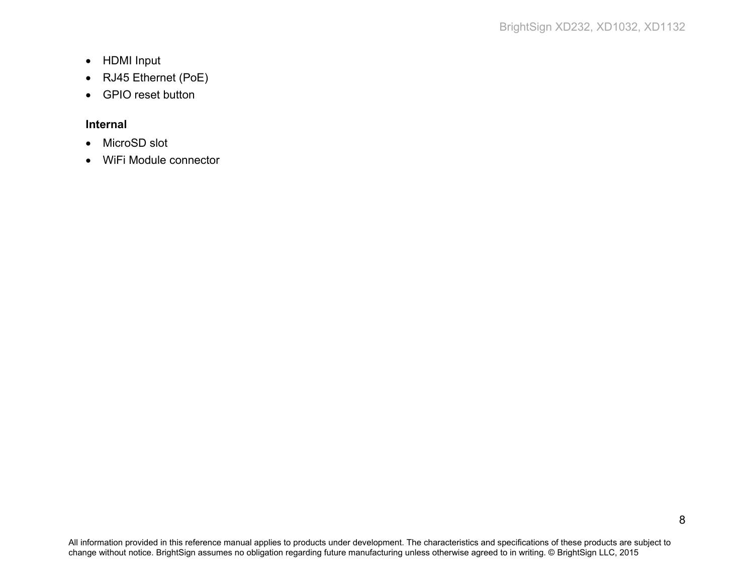- HDMI Input
- RJ45 Ethernet (PoE)
- GPIO reset button

**Internal**

- MicroSD slot
- WiFi Module connector

All information provided in this reference manual applies to products under development. The characteristics and specifications of these products are subject to change without notice. BrightSign assumes no obligation regarding future manufacturing unless otherwise agreed to in writing. © BrightSign LLC, 2015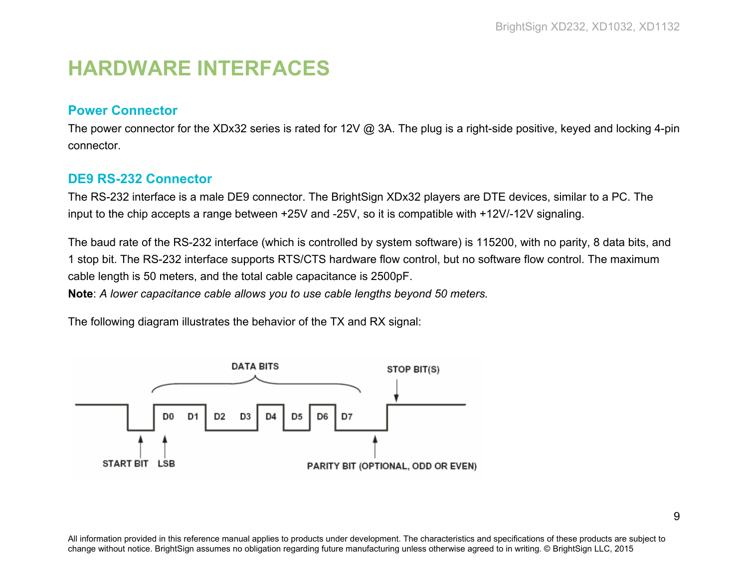# HARDWARE INTERFACES

## Power Connector

The power connector for the XDx32 series is rated for 12V @ 3A. The plug is a right-side positive, keyed and locking 4-pin connector.

## DE9 RS-232 Connector

The RS-232 interface is a male DE9 connector. The BrightSign XDx32 players are DTE devices, similar to a PC. The input to the chip accepts a range between +25V and -25V, so it is compatible with +12V/-12V signaling.

The baud rate of the RS-232 interface (which is controlled by system software) is 115200, with no parity, 8 data bits, and 1 stop bit. The RS-232 interface supports RTS/CTS hardware flow control, but no software flow control. The maximum cable length is 50 meters, and the total cable capacitance is 2500pF.

**Note**: *A lower capacitance cable allows you to use cable lengths beyond 50 meters.*

The following diagram illustrates the behavior of the TX and RX signal:

DATA BITS
STOP BIT(S)
D0 D1 D2 D3 D4 D5 D6 D7
START BIT LSB
PARITY BIT (OPTIONAL, ODD OR EVEN)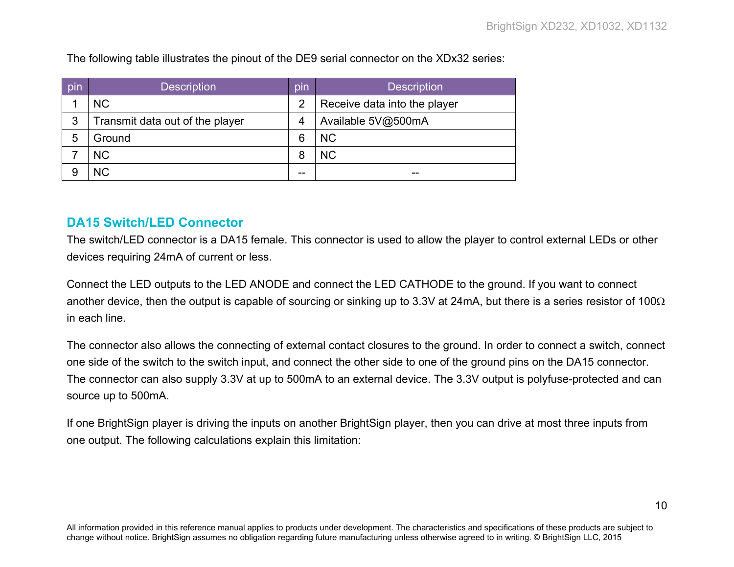The following table illustrates the pinout of the DE9 serial connector on the XDx32 series:

| pin | Description | pin | Description |
| --- | --- | --- | --- |
| 1 | NC | 2 | Receive data into the player |
| 3 | Transmit data out of the player | 4 | Available 5V@500mA |
| 5 | Ground | 6 | NC |
| 7 | NC | 8 | NC |
| 9 | NC | -- | -- |

## DA15 Switch/LED Connector

The switch/LED connector is a DA15 female. This connector is used to allow the player to control external LEDs or other devices requiring 24mA of current or less.

Connect the LED outputs to the LED ANODE and connect the LED CATHODE to the ground. If you want to connect another device, then the output is capable of sourcing or sinking up to 3.3V at 24mA, but there is a series resistor of 100Ω in each line.

The connector also allows the connecting of external contact closures to the ground. In order to connect a switch, connect one side of the switch to the switch input, and connect the other side to one of the ground pins on the DA15 connector. The connector can also supply 3.3V at up to 500mA to an external device. The 3.3V output is polyfuse-protected and can source up to 500mA.

If one BrightSign player is driving the inputs on another BrightSign player, then you can drive at most three inputs from one output. The following calculations explain this limitation:

All information provided in this reference manual applies to products under development. The characteristics and specifications of these products are subject to change without notice. BrightSign assumes no obligation regarding future manufacturing unless otherwise agreed to in writing. © BrightSign LLC, 2015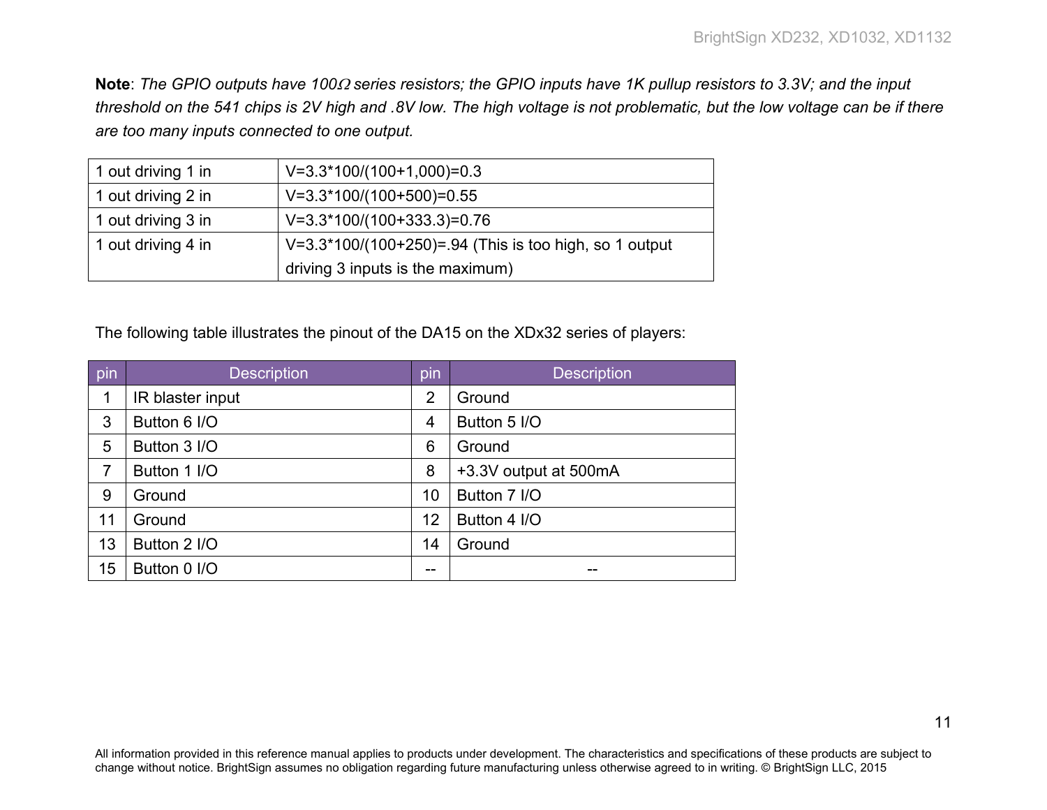**Note**: *The GPIO outputs have 100Ω series resistors; the GPIO inputs have 1K pullup resistors to 3.3V; and the input threshold on the 541 chips is 2V high and .8V low. The high voltage is not problematic, but the low voltage can be if there are too many inputs connected to one output.*

| | |
|---|---|
| 1 out driving 1 in | V=3.3*100/(100+1,000)=0.3 |
| 1 out driving 2 in | V=3.3*100/(100+500)=0.55 |
| 1 out driving 3 in | V=3.3*100/(100+333.3)=0.76 |
| 1 out driving 4 in | V=3.3*100/(100+250)=.94 (This is too high, so 1 output driving 3 inputs is the maximum) |

The following table illustrates the pinout of the DA15 on the XDx32 series of players:

| pin | Description | pin | Description |
|---|---|---|---|
| 1 | IR blaster input | 2 | Ground |
| 3 | Button 6 I/O | 4 | Button 5 I/O |
| 5 | Button 3 I/O | 6 | Ground |
| 7 | Button 1 I/O | 8 | +3.3V output at 500mA |
| 9 | Ground | 10 | Button 7 I/O |
| 11 | Ground | 12 | Button 4 I/O |
| 13 | Button 2 I/O | 14 | Ground |
| 15 | Button 0 I/O | -- | -- |

All information provided in this reference manual applies to products under development. The characteristics and specifications of these products are subject to change without notice. BrightSign assumes no obligation regarding future manufacturing unless otherwise agreed to in writing. © BrightSign LLC, 2015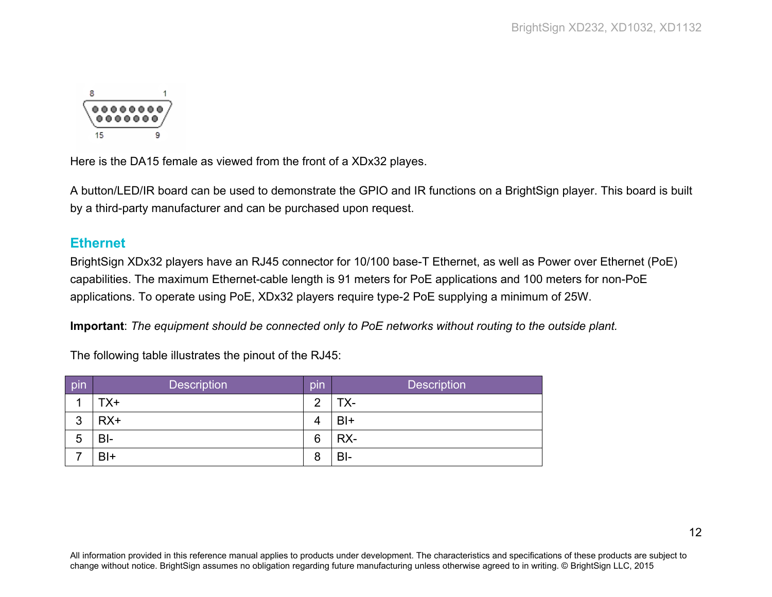Here is the DA15 female as viewed from the front of a XDx32 playes.

A button/LED/IR board can be used to demonstrate the GPIO and IR functions on a BrightSign player. This board is built by a third-party manufacturer and can be purchased upon request.

## Ethernet

BrightSign XDx32 players have an RJ45 connector for 10/100 base-T Ethernet, as well as Power over Ethernet (PoE) capabilities. The maximum Ethernet-cable length is 91 meters for PoE applications and 100 meters for non-PoE applications. To operate using PoE, XDx32 players require type-2 PoE supplying a minimum of 25W.

**Important**: *The equipment should be connected only to PoE networks without routing to the outside plant.*

The following table illustrates the pinout of the RJ45:

| pin | Description | pin | Description |
|---|---|---|---|
| 1 | TX+ | 2 | TX- |
| 3 | RX+ | 4 | BI+ |
| 5 | BI- | 6 | RX- |
| 7 | BI+ | 8 | BI- |

All information provided in this reference manual applies to products under development. The characteristics and specifications of these products are subject to change without notice. BrightSign assumes no obligation regarding future manufacturing unless otherwise agreed to in writing. © BrightSign LLC, 2015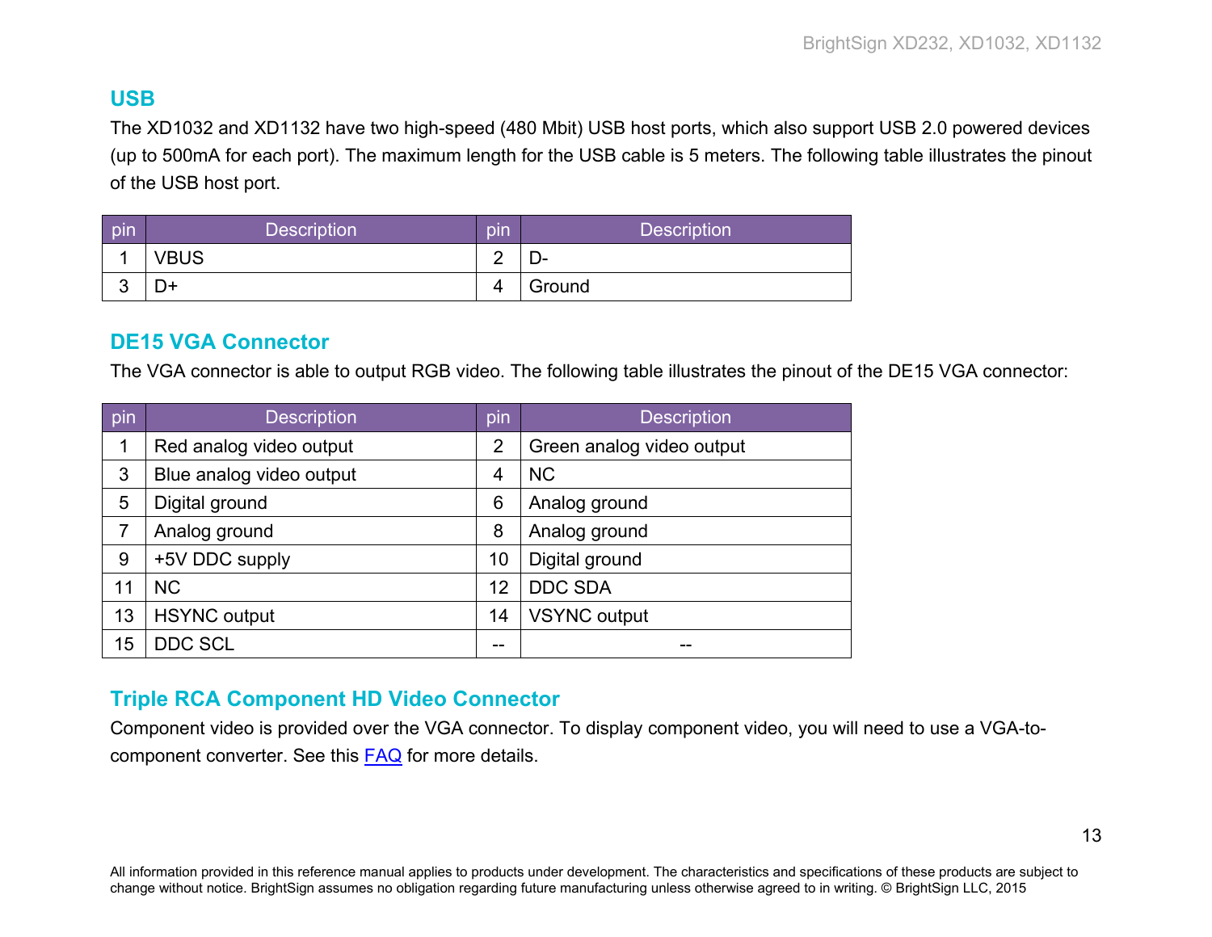## USB

The XD1032 and XD1132 have two high-speed (480 Mbit) USB host ports, which also support USB 2.0 powered devices (up to 500mA for each port). The maximum length for the USB cable is 5 meters. The following table illustrates the pinout of the USB host port.

| pin | Description | pin | Description |
|---|---|---|---|
| 1 | VBUS | 2 | D- |
| 3 | D+ | 4 | Ground |

## DE15 VGA Connector

The VGA connector is able to output RGB video. The following table illustrates the pinout of the DE15 VGA connector:

| pin | Description | pin | Description |
|---|---|---|---|
| 1 | Red analog video output | 2 | Green analog video output |
| 3 | Blue analog video output | 4 | NC |
| 5 | Digital ground | 6 | Analog ground |
| 7 | Analog ground | 8 | Analog ground |
| 9 | +5V DDC supply | 10 | Digital ground |
| 11 | NC | 12 | DDC SDA |
| 13 | HSYNC output | 14 | VSYNC output |
| 15 | DDC SCL | -- | -- |

## Triple RCA Component HD Video Connector

Component video is provided over the VGA connector. To display component video, you will need to use a VGA-to-component converter. See this [FAQ](FAQ) for more details.

All information provided in this reference manual applies to products under development. The characteristics and specifications of these products are subject to change without notice. BrightSign assumes no obligation regarding future manufacturing unless otherwise agreed to in writing. © BrightSign LLC, 2015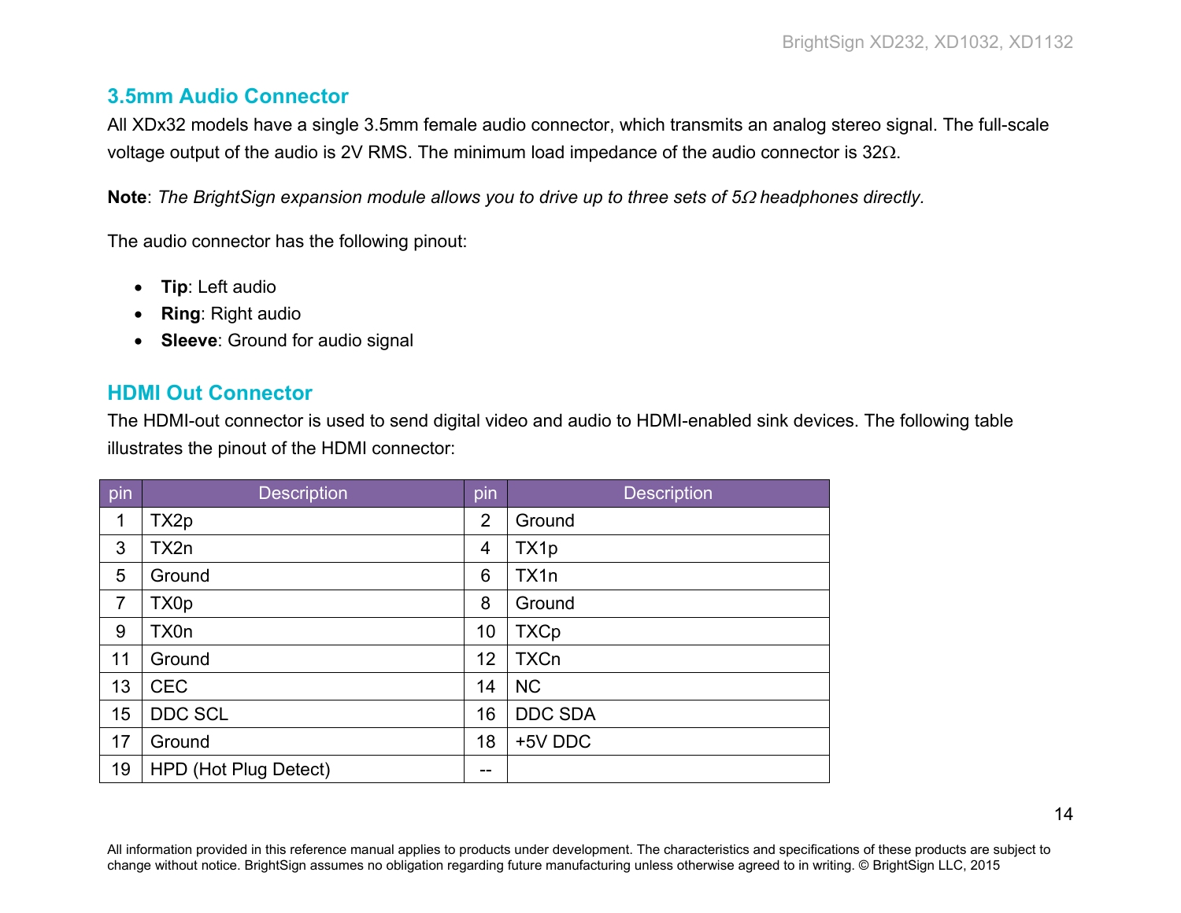## 3.5mm Audio Connector

All XDx32 models have a single 3.5mm female audio connector, which transmits an analog stereo signal. The full-scale voltage output of the audio is 2V RMS. The minimum load impedance of the audio connector is 32Ω.

**Note**: *The BrightSign expansion module allows you to drive up to three sets of 5Ω headphones directly.*

The audio connector has the following pinout:

- **Tip**: Left audio
- **Ring**: Right audio
- **Sleeve**: Ground for audio signal

## HDMI Out Connector

The HDMI-out connector is used to send digital video and audio to HDMI-enabled sink devices. The following table illustrates the pinout of the HDMI connector:

| pin | Description | pin | Description |
|---|---|---|---|
| 1 | TX2p | 2 | Ground |
| 3 | TX2n | 4 | TX1p |
| 5 | Ground | 6 | TX1n |
| 7 | TX0p | 8 | Ground |
| 9 | TX0n | 10 | TXCp |
| 11 | Ground | 12 | TXCn |
| 13 | CEC | 14 | NC |
| 15 | DDC SCL | 16 | DDC SDA |
| 17 | Ground | 18 | +5V DDC |
| 19 | HPD (Hot Plug Detect) | -- | |

All information provided in this reference manual applies to products under development. The characteristics and specifications of these products are subject to change without notice. BrightSign assumes no obligation regarding future manufacturing unless otherwise agreed to in writing. © BrightSign LLC, 2015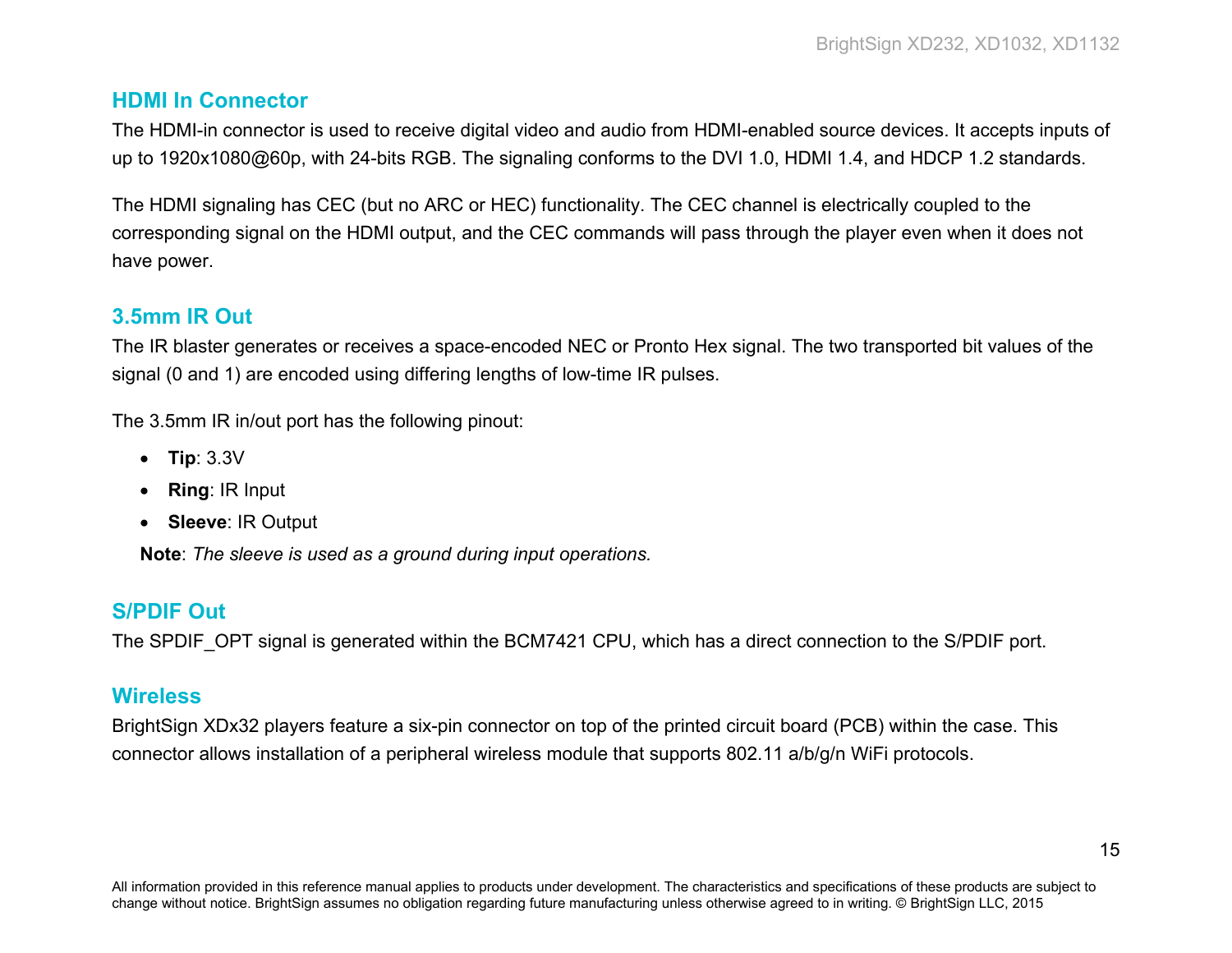## HDMI In Connector

The HDMI-in connector is used to receive digital video and audio from HDMI-enabled source devices. It accepts inputs of up to 1920x1080@60p, with 24-bits RGB. The signaling conforms to the DVI 1.0, HDMI 1.4, and HDCP 1.2 standards.

The HDMI signaling has CEC (but no ARC or HEC) functionality. The CEC channel is electrically coupled to the corresponding signal on the HDMI output, and the CEC commands will pass through the player even when it does not have power.

## 3.5mm IR Out

The IR blaster generates or receives a space-encoded NEC or Pronto Hex signal. The two transported bit values of the signal (0 and 1) are encoded using differing lengths of low-time IR pulses.

The 3.5mm IR in/out port has the following pinout:

- **Tip**: 3.3V
- **Ring**: IR Input
- **Sleeve**: IR Output

**Note**: *The sleeve is used as a ground during input operations.*

## S/PDIF Out

The SPDIF_OPT signal is generated within the BCM7421 CPU, which has a direct connection to the S/PDIF port.

## Wireless

BrightSign XDx32 players feature a six-pin connector on top of the printed circuit board (PCB) within the case. This connector allows installation of a peripheral wireless module that supports 802.11 a/b/g/n WiFi protocols.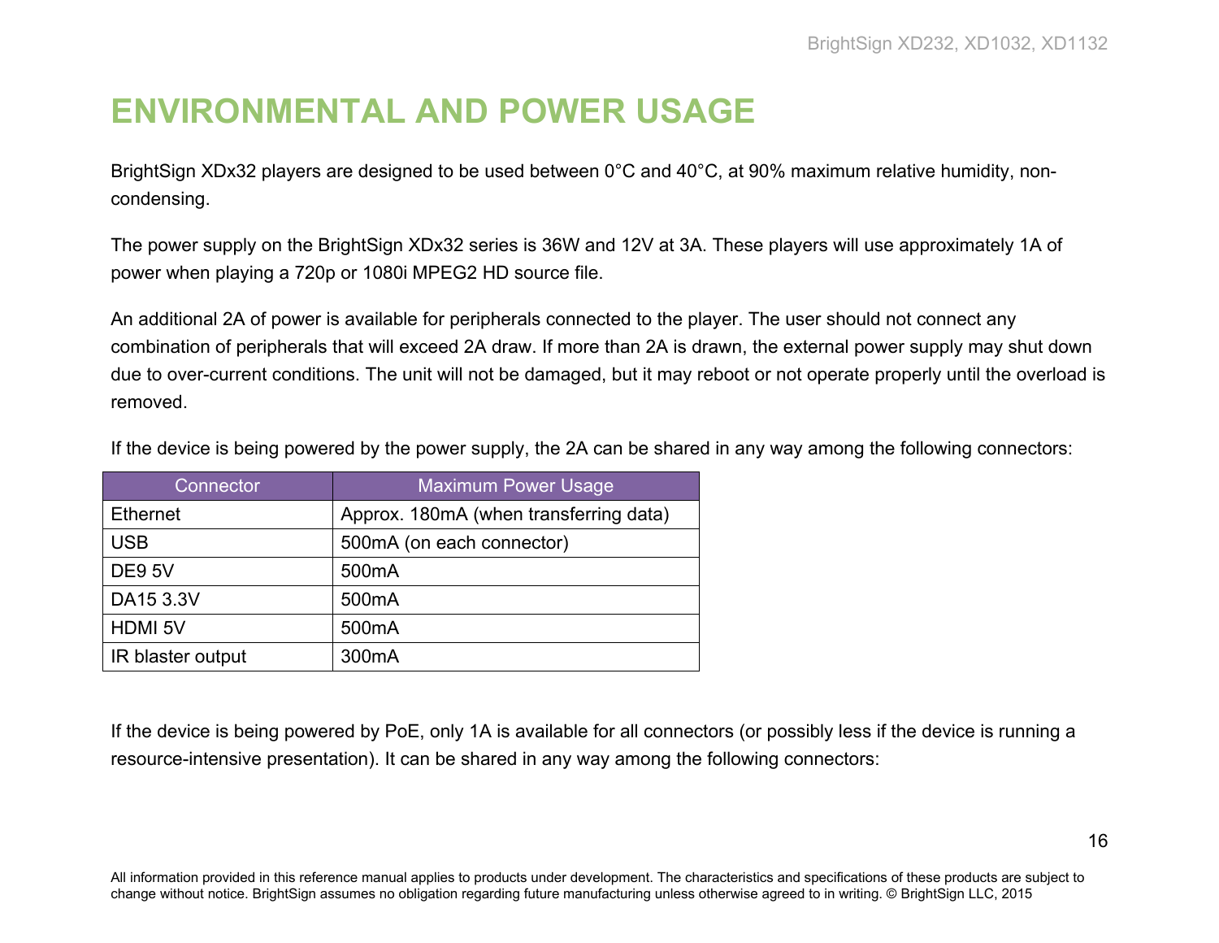# ENVIRONMENTAL AND POWER USAGE

BrightSign XDx32 players are designed to be used between 0°C and 40°C, at 90% maximum relative humidity, non-condensing.

The power supply on the BrightSign XDx32 series is 36W and 12V at 3A. These players will use approximately 1A of power when playing a 720p or 1080i MPEG2 HD source file.

An additional 2A of power is available for peripherals connected to the player. The user should not connect any combination of peripherals that will exceed 2A draw. If more than 2A is drawn, the external power supply may shut down due to over-current conditions. The unit will not be damaged, but it may reboot or not operate properly until the overload is removed.

If the device is being powered by the power supply, the 2A can be shared in any way among the following connectors:

| Connector | Maximum Power Usage |
| --- | --- |
| Ethernet | Approx. 180mA (when transferring data) |
| USB | 500mA (on each connector) |
| DE9 5V | 500mA |
| DA15 3.3V | 500mA |
| HDMI 5V | 500mA |
| IR blaster output | 300mA |

If the device is being powered by PoE, only 1A is available for all connectors (or possibly less if the device is running a resource-intensive presentation). It can be shared in any way among the following connectors:

All information provided in this reference manual applies to products under development. The characteristics and specifications of these products are subject to change without notice. BrightSign assumes no obligation regarding future manufacturing unless otherwise agreed to in writing. © BrightSign LLC, 2015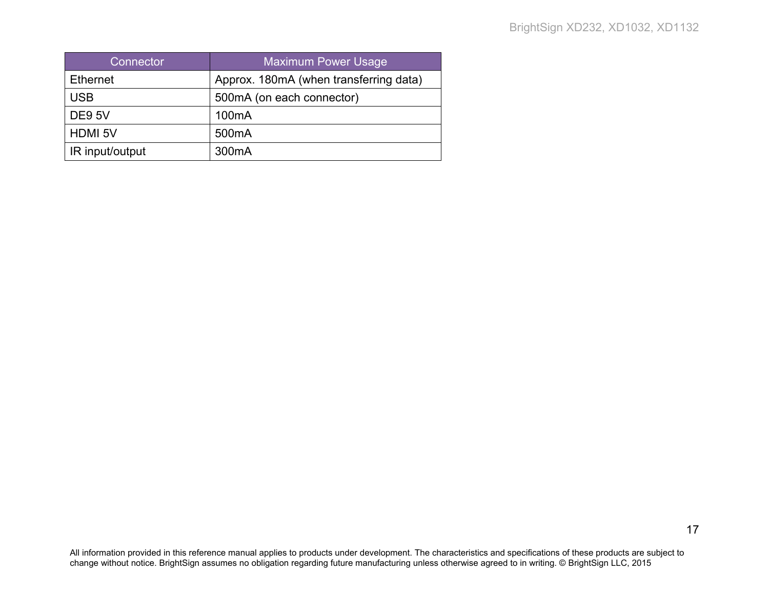| Connector | Maximum Power Usage |
| --- | --- |
| Ethernet | Approx. 180mA (when transferring data) |
| USB | 500mA (on each connector) |
| DE9 5V | 100mA |
| HDMI 5V | 500mA |
| IR input/output | 300mA |

All information provided in this reference manual applies to products under development. The characteristics and specifications of these products are subject to change without notice. BrightSign assumes no obligation regarding future manufacturing unless otherwise agreed to in writing. © BrightSign LLC, 2015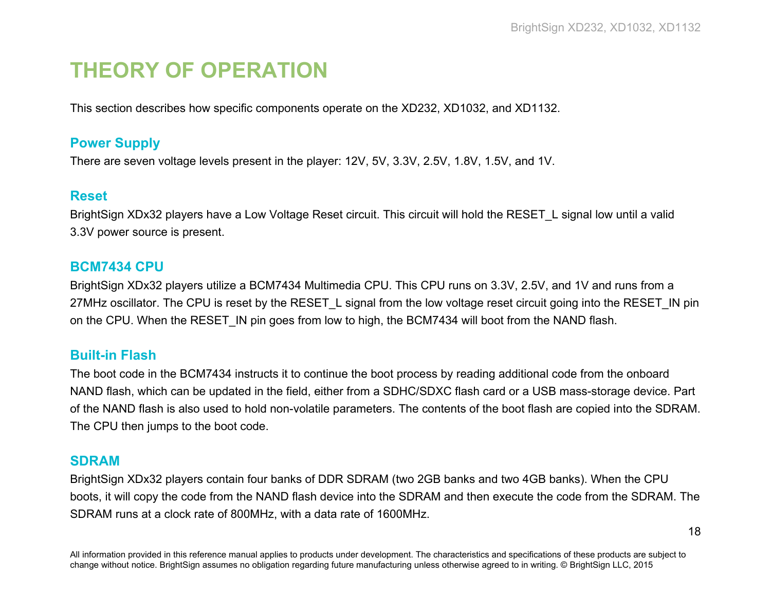# THEORY OF OPERATION

This section describes how specific components operate on the XD232, XD1032, and XD1132.

## Power Supply

There are seven voltage levels present in the player: 12V, 5V, 3.3V, 2.5V, 1.8V, 1.5V, and 1V.

## Reset

BrightSign XDx32 players have a Low Voltage Reset circuit. This circuit will hold the RESET_L signal low until a valid 3.3V power source is present.

## BCM7434 CPU

BrightSign XDx32 players utilize a BCM7434 Multimedia CPU. This CPU runs on 3.3V, 2.5V, and 1V and runs from a 27MHz oscillator. The CPU is reset by the RESET_L signal from the low voltage reset circuit going into the RESET_IN pin on the CPU. When the RESET_IN pin goes from low to high, the BCM7434 will boot from the NAND flash.

## Built-in Flash

The boot code in the BCM7434 instructs it to continue the boot process by reading additional code from the onboard NAND flash, which can be updated in the field, either from a SDHC/SDXC flash card or a USB mass-storage device. Part of the NAND flash is also used to hold non-volatile parameters. The contents of the boot flash are copied into the SDRAM. The CPU then jumps to the boot code.

## SDRAM

BrightSign XDx32 players contain four banks of DDR SDRAM (two 2GB banks and two 4GB banks). When the CPU boots, it will copy the code from the NAND flash device into the SDRAM and then execute the code from the SDRAM. The SDRAM runs at a clock rate of 800MHz, with a data rate of 1600MHz.

All information provided in this reference manual applies to products under development. The characteristics and specifications of these products are subject to change without notice. BrightSign assumes no obligation regarding future manufacturing unless otherwise agreed to in writing. © BrightSign LLC, 2015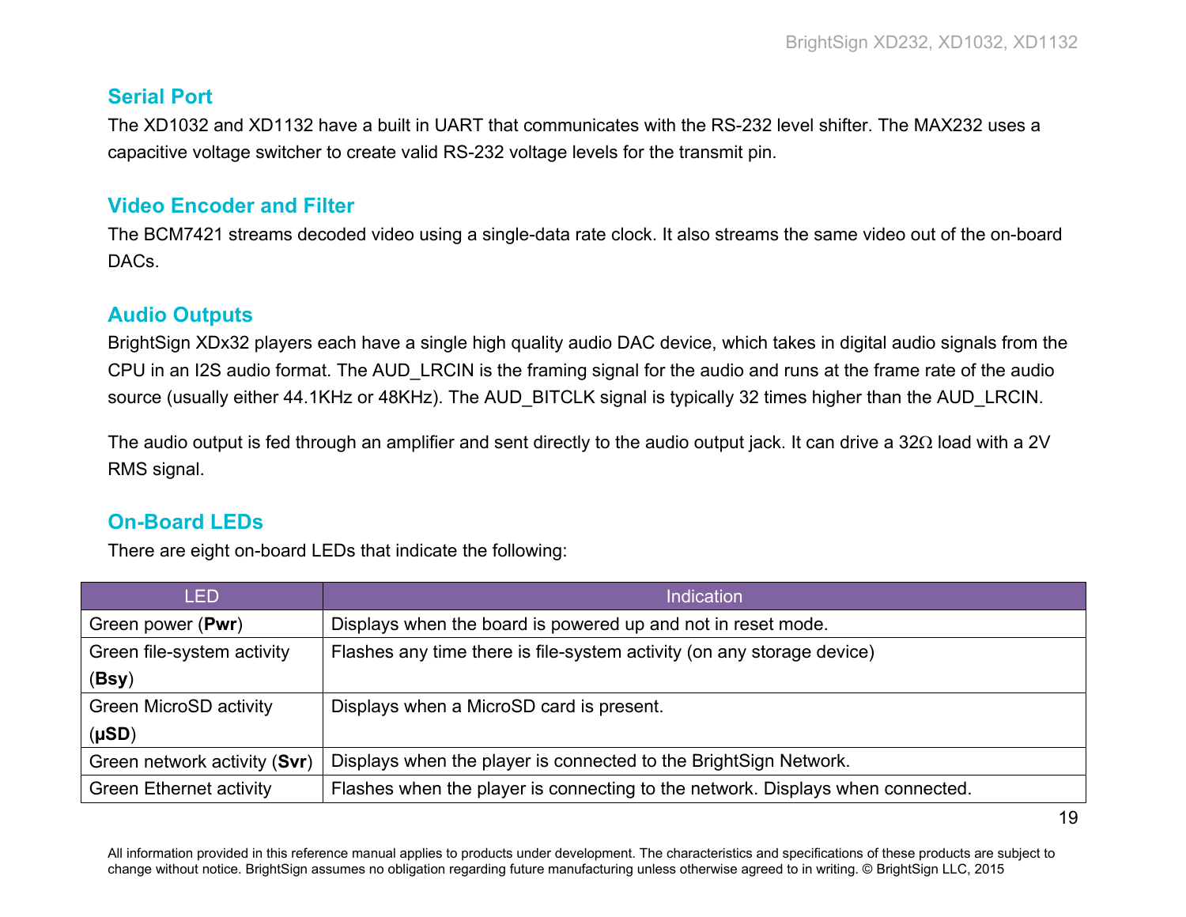## Serial Port

The XD1032 and XD1132 have a built in UART that communicates with the RS-232 level shifter. The MAX232 uses a capacitive voltage switcher to create valid RS-232 voltage levels for the transmit pin.

## Video Encoder and Filter

The BCM7421 streams decoded video using a single-data rate clock. It also streams the same video out of the on-board DACs.

## Audio Outputs

BrightSign XDx32 players each have a single high quality audio DAC device, which takes in digital audio signals from the CPU in an I2S audio format. The AUD_LRCIN is the framing signal for the audio and runs at the frame rate of the audio source (usually either 44.1KHz or 48KHz). The AUD_BITCLK signal is typically 32 times higher than the AUD_LRCIN.

The audio output is fed through an amplifier and sent directly to the audio output jack. It can drive a 32Ω load with a 2V RMS signal.

## On-Board LEDs

There are eight on-board LEDs that indicate the following:

| LED | Indication |
|---|---|
| Green power (**Pwr**) | Displays when the board is powered up and not in reset mode. |
| Green file-system activity (**Bsy**) | Flashes any time there is file-system activity (on any storage device) |
| Green MicroSD activity (**µSD**) | Displays when a MicroSD card is present. |
| Green network activity (**Svr**) | Displays when the player is connected to the BrightSign Network. |
| Green Ethernet activity | Flashes when the player is connecting to the network. Displays when connected. |

All information provided in this reference manual applies to products under development. The characteristics and specifications of these products are subject to change without notice. BrightSign assumes no obligation regarding future manufacturing unless otherwise agreed to in writing. © BrightSign LLC, 2015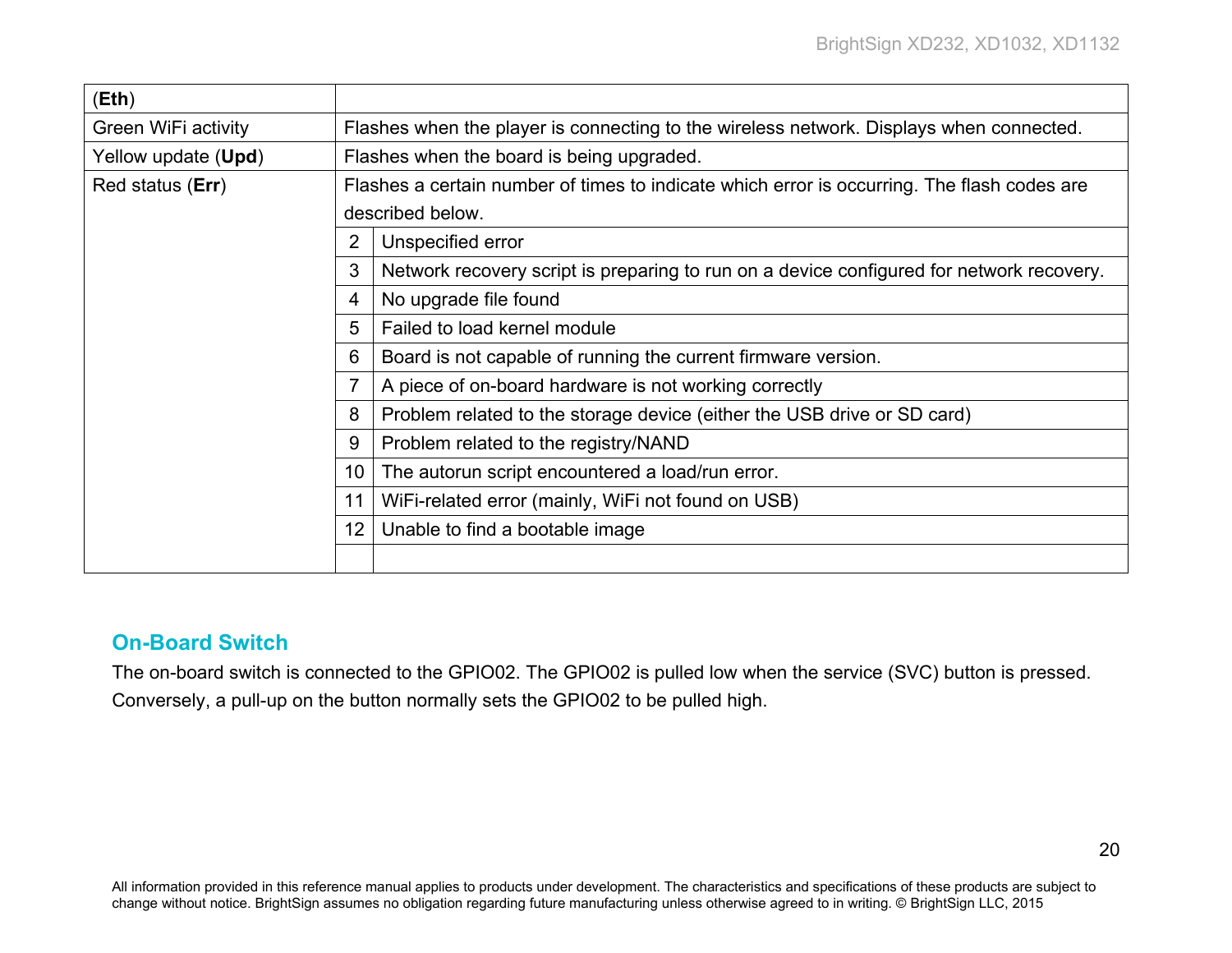| | | |
|---|---|---|
| (**Eth**) | | |
| Green WiFi activity | Flashes when the player is connecting to the wireless network. Displays when connected. | |
| Yellow update (**Upd**) | Flashes when the board is being upgraded. | |
| Red status (**Err**) | Flashes a certain number of times to indicate which error is occurring. The flash codes are described below. | |
| | 2 | Unspecified error |
| | 3 | Network recovery script is preparing to run on a device configured for network recovery. |
| | 4 | No upgrade file found |
| | 5 | Failed to load kernel module |
| | 6 | Board is not capable of running the current firmware version. |
| | 7 | A piece of on-board hardware is not working correctly |
| | 8 | Problem related to the storage device (either the USB drive or SD card) |
| | 9 | Problem related to the registry/NAND |
| | 10 | The autorun script encountered a load/run error. |
| | 11 | WiFi-related error (mainly, WiFi not found on USB) |
| | 12 | Unable to find a bootable image |
| | | |

## On-Board Switch

The on-board switch is connected to the GPIO02. The GPIO02 is pulled low when the service (SVC) button is pressed. Conversely, a pull-up on the button normally sets the GPIO02 to be pulled high.

All information provided in this reference manual applies to products under development. The characteristics and specifications of these products are subject to change without notice. BrightSign assumes no obligation regarding future manufacturing unless otherwise agreed to in writing. © BrightSign LLC, 2015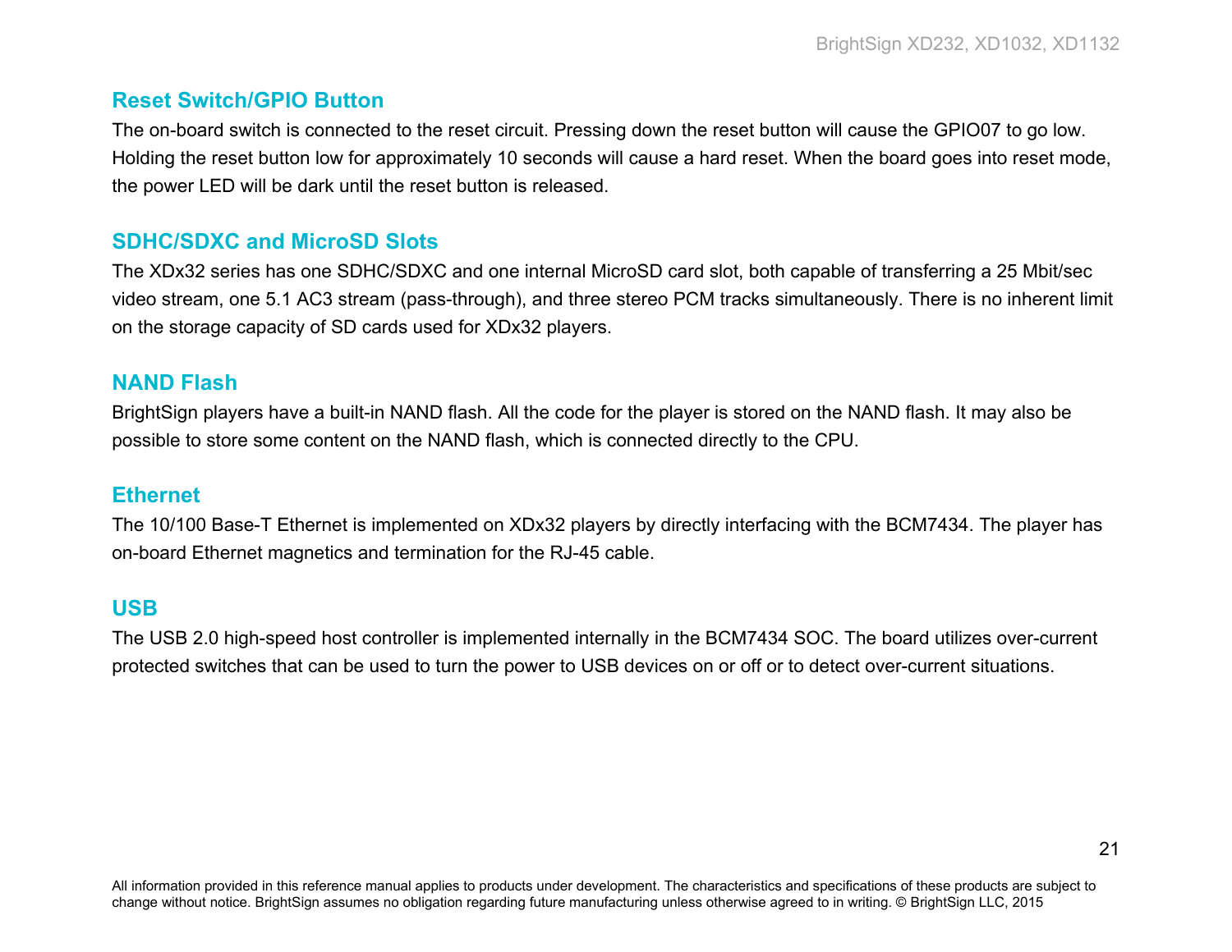### Reset Switch/GPIO Button

The on-board switch is connected to the reset circuit. Pressing down the reset button will cause the GPIO07 to go low. Holding the reset button low for approximately 10 seconds will cause a hard reset. When the board goes into reset mode, the power LED will be dark until the reset button is released.

### SDHC/SDXC and MicroSD Slots

The XDx32 series has one SDHC/SDXC and one internal MicroSD card slot, both capable of transferring a 25 Mbit/sec video stream, one 5.1 AC3 stream (pass-through), and three stereo PCM tracks simultaneously. There is no inherent limit on the storage capacity of SD cards used for XDx32 players.

### NAND Flash

BrightSign players have a built-in NAND flash. All the code for the player is stored on the NAND flash. It may also be possible to store some content on the NAND flash, which is connected directly to the CPU.

### Ethernet

The 10/100 Base-T Ethernet is implemented on XDx32 players by directly interfacing with the BCM7434. The player has on-board Ethernet magnetics and termination for the RJ-45 cable.

### USB

The USB 2.0 high-speed host controller is implemented internally in the BCM7434 SOC. The board utilizes over-current protected switches that can be used to turn the power to USB devices on or off or to detect over-current situations.

All information provided in this reference manual applies to products under development. The characteristics and specifications of these products are subject to change without notice. BrightSign assumes no obligation regarding future manufacturing unless otherwise agreed to in writing. © BrightSign LLC, 2015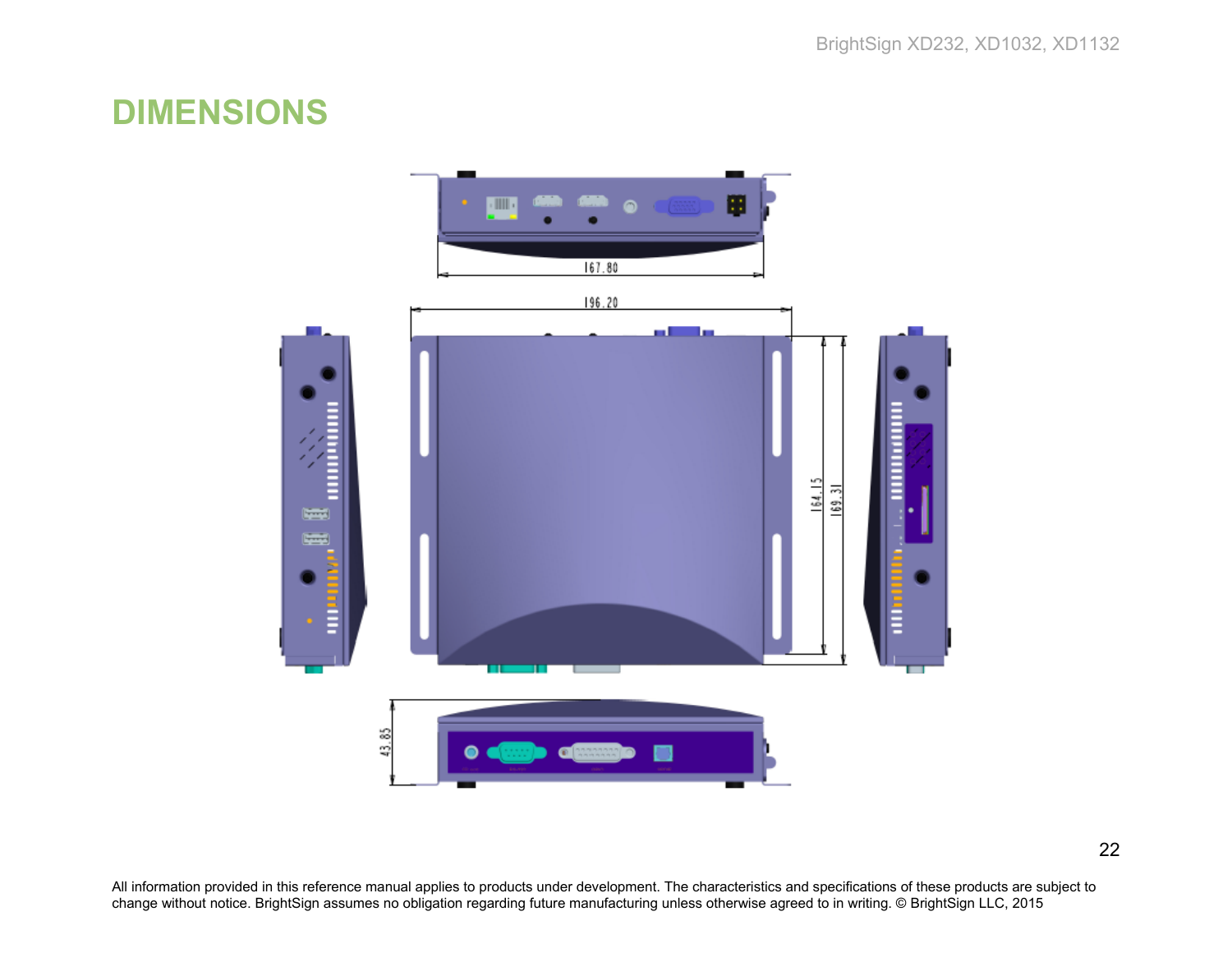# DIMENSIONS

167.80

196.20

164.15

169.31

43.85

All information provided in this reference manual applies to products under development. The characteristics and specifications of these products are subject to change without notice. BrightSign assumes no obligation regarding future manufacturing unless otherwise agreed to in writing. © BrightSign LLC, 2015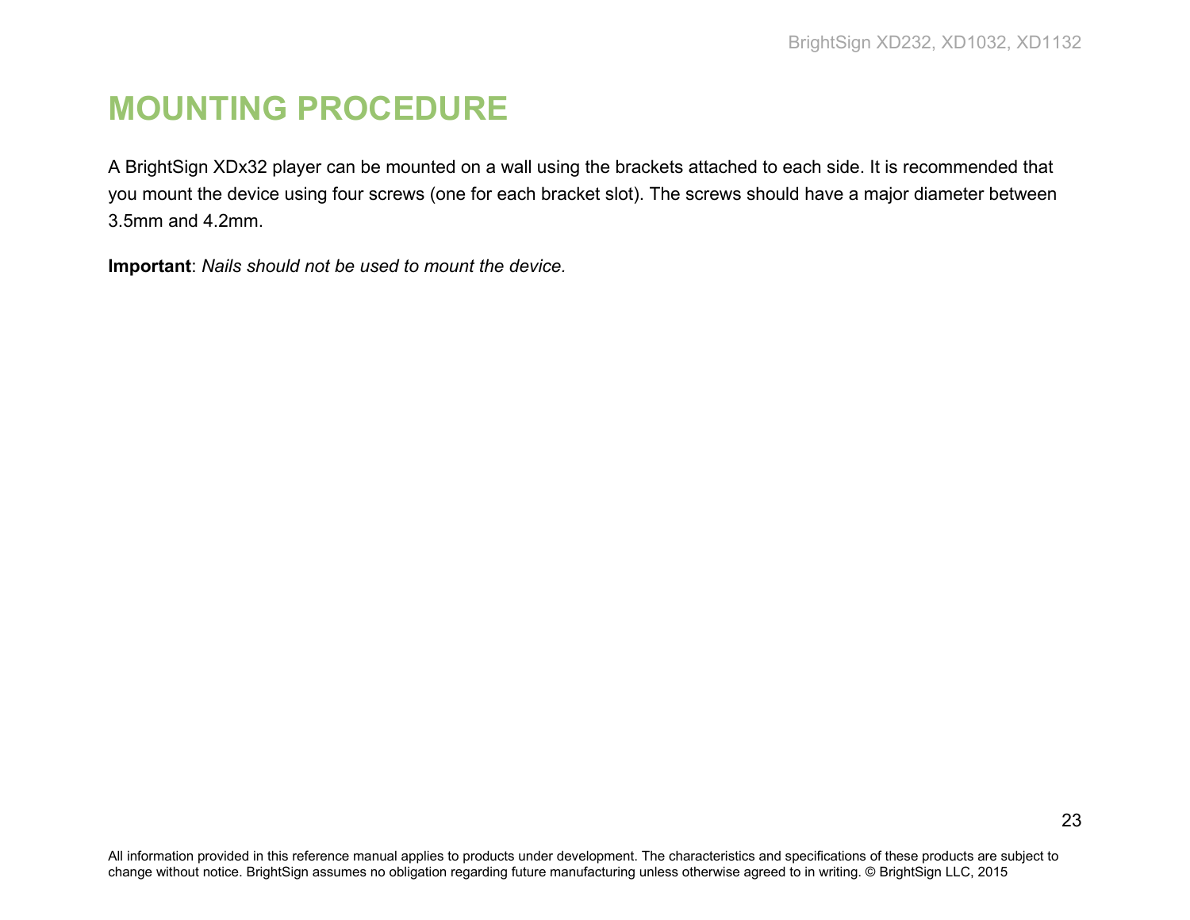# MOUNTING PROCEDURE

A BrightSign XDx32 player can be mounted on a wall using the brackets attached to each side. It is recommended that you mount the device using four screws (one for each bracket slot). The screws should have a major diameter between 3.5mm and 4.2mm.

**Important**: *Nails should not be used to mount the device.*